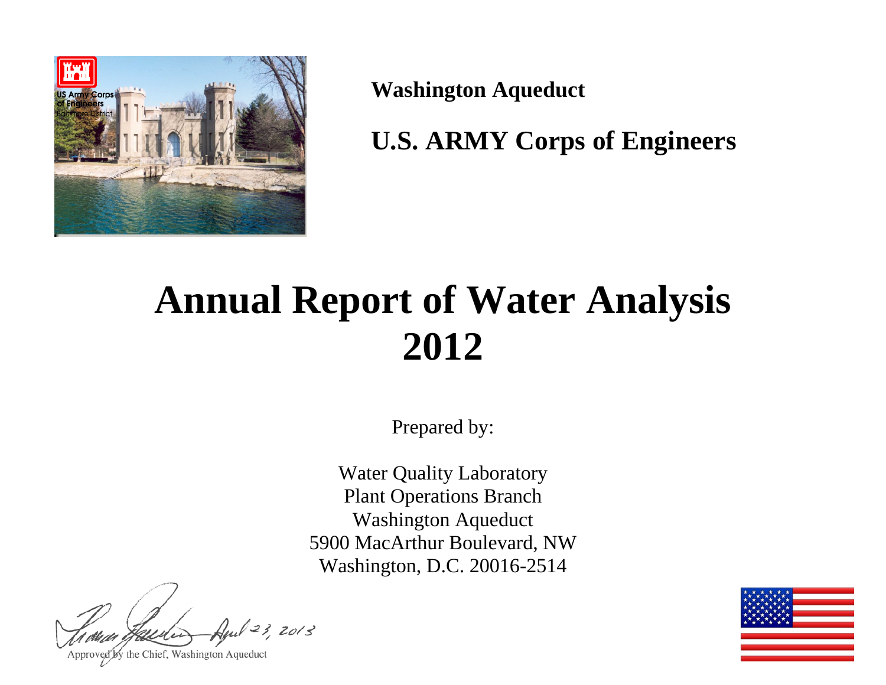**Washington Aqueduct**

**U.S. ARMY Corps of Engineers**

# Annual Report of Water Analysis 2012

Prepared by:

Water Quality Laboratory
Plant Operations Branch
Washington Aqueduct
5900 MacArthur Boulevard, NW
Washington, D.C. 20016-2514

April 23, 2013

Approved by the Chief, Washington Aqueduct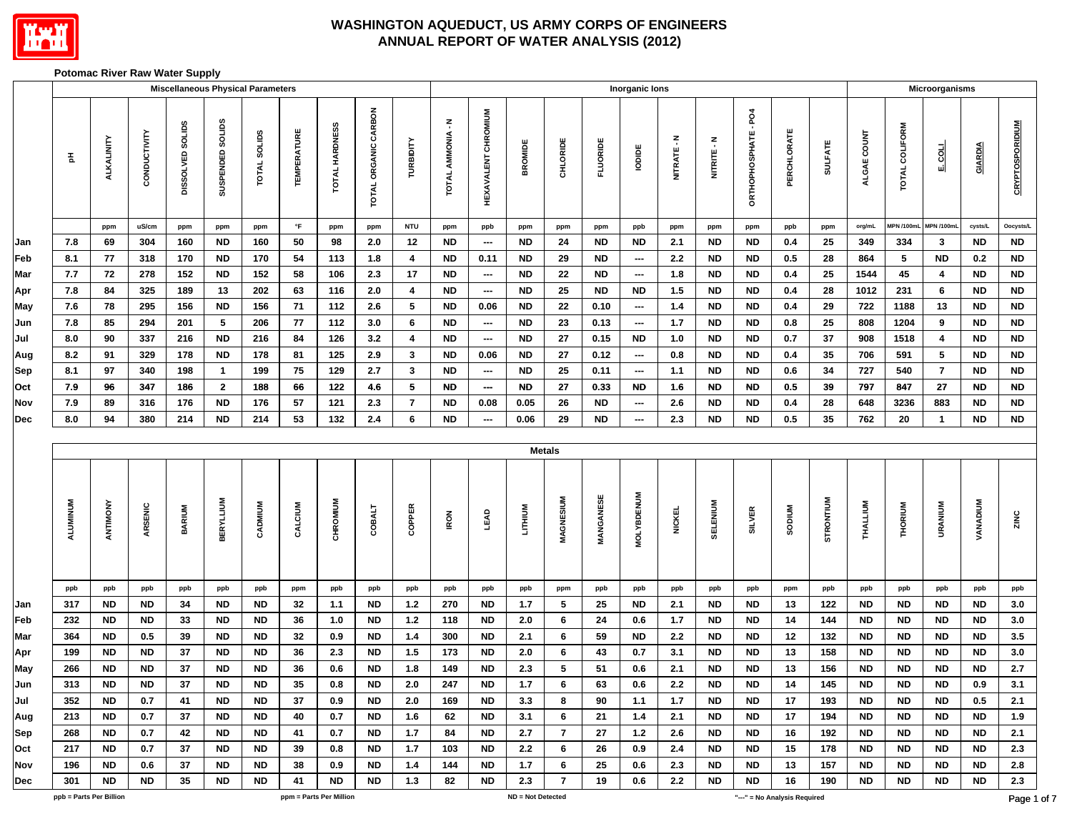# WASHINGTON AQUEDUCT, US ARMY CORPS OF ENGINEERS
# ANNUAL REPORT OF WATER ANALYSIS (2012)

## Potomac River Raw Water Supply

| | Miscellaneous Physical Parameters | | | | | | | | | | Inorganic Ions | | | | | | | | | | | Microorganisms | | | | |
|---|---|---|---|---|---|---|---|---|---|---|---|---|---|---|---|---|---|---|---|---|---|---|---|---|---|---|
| | pH | ALKALINITY | CONDUCTIVITY | DISSOLVED SOLIDS | SUSPENDED SOLIDS | TOTAL SOLIDS | TEMPERATURE | TOTAL HARDNESS | TOTAL ORGANIC CARBON | TURBIDITY | TOTAL AMMONIA - N | HEXAVALENT CHROMIUM | BROMIDE | CHLORIDE | FLUORIDE | IODIDE | NITRATE - N | NITRITE - N | ORTHOPHOSPHATE - PO4 | PERCHLORATE | SULFATE | ALGAE COUNT | TOTAL COLIFORM | *E. COLI* | *GIARDIA* | *CRYPTOSPORIDIUM* |
| | | ppm | uS/cm | ppm | ppm | ppm | °F | ppm | ppm | NTU | ppm | ppb | ppm | ppm | ppm | ppb | ppm | ppm | ppm | ppb | ppm | org/mL | MPN /100mL | MPN /100mL | cysts/L | Oocysts/L |
| Jan | 7.8 | 69 | 304 | 160 | ND | 160 | 50 | 98 | 2.0 | 12 | ND | --- | ND | 24 | ND | ND | 2.1 | ND | ND | 0.4 | 25 | 349 | 334 | 3 | ND | ND |
| Feb | 8.1 | 77 | 318 | 170 | ND | 170 | 54 | 113 | 1.8 | 4 | ND | 0.11 | ND | 29 | ND | --- | 2.2 | ND | ND | 0.5 | 28 | 864 | 5 | ND | 0.2 | ND |
| Mar | 7.7 | 72 | 278 | 152 | ND | 152 | 58 | 106 | 2.3 | 17 | ND | --- | ND | 22 | ND | --- | 1.8 | ND | ND | 0.4 | 25 | 1544 | 45 | 4 | ND | ND |
| Apr | 7.8 | 84 | 325 | 189 | 13 | 202 | 63 | 116 | 2.0 | 4 | ND | --- | ND | 25 | ND | ND | 1.5 | ND | ND | 0.4 | 28 | 1012 | 231 | 6 | ND | ND |
| May | 7.6 | 78 | 295 | 156 | ND | 156 | 71 | 112 | 2.6 | 5 | ND | 0.06 | ND | 22 | 0.10 | --- | 1.4 | ND | ND | 0.4 | 29 | 722 | 1188 | 13 | ND | ND |
| Jun | 7.8 | 85 | 294 | 201 | 5 | 206 | 77 | 112 | 3.0 | 6 | ND | --- | ND | 23 | 0.13 | --- | 1.7 | ND | ND | 0.8 | 25 | 808 | 1204 | 9 | ND | ND |
| Jul | 8.0 | 90 | 337 | 216 | ND | 216 | 84 | 126 | 3.2 | 4 | ND | --- | ND | 27 | 0.15 | ND | 1.0 | ND | ND | 0.7 | 37 | 908 | 1518 | 4 | ND | ND |
| Aug | 8.2 | 91 | 329 | 178 | ND | 178 | 81 | 125 | 2.9 | 3 | ND | 0.06 | ND | 27 | 0.12 | --- | 0.8 | ND | ND | 0.4 | 35 | 706 | 591 | 5 | ND | ND |
| Sep | 8.1 | 97 | 340 | 198 | 1 | 199 | 75 | 129 | 2.7 | 3 | ND | --- | ND | 25 | 0.11 | --- | 1.1 | ND | ND | 0.6 | 34 | 727 | 540 | 7 | ND | ND |
| Oct | 7.9 | 96 | 347 | 186 | 2 | 188 | 66 | 122 | 4.6 | 5 | ND | --- | ND | 27 | 0.33 | ND | 1.6 | ND | ND | 0.5 | 39 | 797 | 847 | 27 | ND | ND |
| Nov | 7.9 | 89 | 316 | 176 | ND | 176 | 57 | 121 | 2.3 | 7 | ND | 0.08 | 0.05 | 26 | ND | --- | 2.6 | ND | ND | 0.4 | 28 | 648 | 3236 | 883 | ND | ND |
| Dec | 8.0 | 94 | 380 | 214 | ND | 214 | 53 | 132 | 2.4 | 6 | ND | --- | 0.06 | 29 | ND | --- | 2.3 | ND | ND | 0.5 | 35 | 762 | 20 | 1 | ND | ND |

| | Metals | | | | | | | | | | | | | | | | | | | | | | | | | |
|---|---|---|---|---|---|---|---|---|---|---|---|---|---|---|---|---|---|---|---|---|---|---|---|---|---|---|
| | ALUMINUM | ANTIMONY | ARSENIC | BARIUM | BERYLLIUM | CADMIUM | CALCIUM | CHROMIUM | COBALT | COPPER | IRON | LEAD | LITHIUM | MAGNESIUM | MANGANESE | MOLYBDENUM | NICKEL | SELENIUM | SILVER | SODIUM | STRONTIUM | THALLIUM | THORIUM | URANIUM | VANADIUM | ZINC |
| | ppb | ppb | ppb | ppb | ppb | ppb | ppm | ppb | ppb | ppb | ppb | ppb | ppb | ppm | ppb | ppb | ppb | ppb | ppb | ppm | ppb | ppb | ppb | ppb | ppb | ppb |
| Jan | 317 | ND | ND | 34 | ND | ND | 32 | 1.1 | ND | 1.2 | 270 | ND | 1.7 | 5 | 25 | ND | 2.1 | ND | ND | 13 | 122 | ND | ND | ND | ND | 3.0 |
| Feb | 232 | ND | ND | 33 | ND | ND | 36 | 1.0 | ND | 1.2 | 118 | ND | 2.0 | 6 | 24 | 0.6 | 1.7 | ND | ND | 14 | 144 | ND | ND | ND | ND | 3.0 |
| Mar | 364 | ND | 0.5 | 39 | ND | ND | 32 | 0.9 | ND | 1.4 | 300 | ND | 2.1 | 6 | 59 | ND | 2.2 | ND | ND | 12 | 132 | ND | ND | ND | ND | 3.5 |
| Apr | 199 | ND | ND | 37 | ND | ND | 36 | 2.3 | ND | 1.5 | 173 | ND | 2.0 | 6 | 43 | 0.7 | 3.1 | ND | ND | 13 | 158 | ND | ND | ND | ND | 3.0 |
| May | 266 | ND | ND | 37 | ND | ND | 36 | 0.6 | ND | 1.8 | 149 | ND | 2.3 | 5 | 51 | 0.6 | 2.1 | ND | ND | 13 | 156 | ND | ND | ND | ND | 2.7 |
| Jun | 313 | ND | ND | 37 | ND | ND | 35 | 0.8 | ND | 2.0 | 247 | ND | 1.7 | 6 | 63 | 0.6 | 2.2 | ND | ND | 14 | 145 | ND | ND | ND | 0.9 | 3.1 |
| Jul | 352 | ND | 0.7 | 41 | ND | ND | 37 | 0.9 | ND | 2.0 | 169 | ND | 3.3 | 8 | 90 | 1.1 | 1.7 | ND | ND | 17 | 193 | ND | ND | ND | 0.5 | 2.1 |
| Aug | 213 | ND | 0.7 | 37 | ND | ND | 40 | 0.7 | ND | 1.6 | 62 | ND | 3.1 | 6 | 21 | 1.4 | 2.1 | ND | ND | 17 | 194 | ND | ND | ND | ND | 1.9 |
| Sep | 268 | ND | 0.7 | 42 | ND | ND | 41 | 0.7 | ND | 1.7 | 84 | ND | 2.7 | 7 | 27 | 1.2 | 2.6 | ND | ND | 16 | 192 | ND | ND | ND | ND | 2.1 |
| Oct | 217 | ND | 0.7 | 37 | ND | ND | 39 | 0.8 | ND | 1.7 | 103 | ND | 2.2 | 6 | 26 | 0.9 | 2.4 | ND | ND | 15 | 178 | ND | ND | ND | ND | 2.3 |
| Nov | 196 | ND | 0.6 | 37 | ND | ND | 38 | 0.9 | ND | 1.4 | 144 | ND | 1.7 | 6 | 25 | 0.6 | 2.3 | ND | ND | 13 | 157 | ND | ND | ND | ND | 2.8 |
| Dec | 301 | ND | ND | 35 | ND | ND | 41 | ND | ND | 1.3 | 82 | ND | 2.3 | 7 | 19 | 0.6 | 2.2 | ND | ND | 16 | 190 | ND | ND | ND | ND | 2.3 |

ppb = Parts Per Billion    ppm = Parts Per Million    ND = Not Detected    "---" = No Analysis Required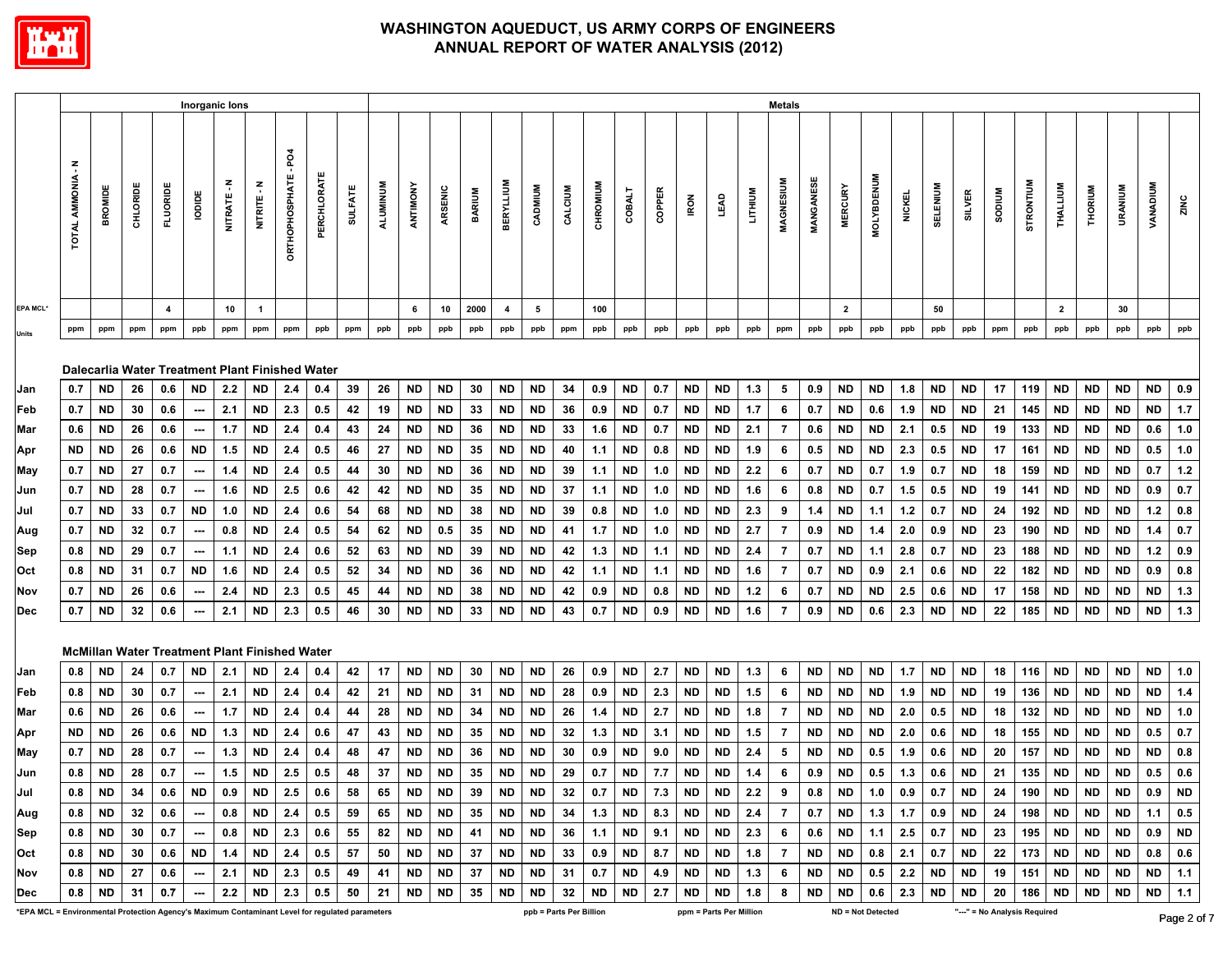# WASHINGTON AQUEDUCT, US ARMY CORPS OF ENGINEERS
# ANNUAL REPORT OF WATER ANALYSIS (2012)

| | Inorganic Ions | | | | | | | | | | Metals | | | | | | | | | | | | | | | | | | | | | | | | | | | |
|---|---|---|---|---|---|---|---|---|---|---|---|---|---|---|---|---|---|---|---|---|---|---|---|---|---|---|---|---|---|---|---|---|---|---|---|---|---|---|
| | TOTAL AMMONIA - N | BROMIDE | CHLORIDE | FLUORIDE | IODIDE | NITRATE - N | NITRITE - N | ORTHOPHOSPHATE - PO4 | PERCHLORATE | SULFATE | ALUMINUM | ANTIMONY | ARSENIC | BARIUM | BERYLLIUM | CADMIUM | CALCIUM | CHROMIUM | COBALT | COPPER | IRON | LEAD | LITHIUM | MAGNESIUM | MANGANESE | MERCURY | MOLYBDENUM | NICKEL | SELENIUM | SILVER | SODIUM | STRONTIUM | THALLIUM | THORIUM | URANIUM | VANADIUM | ZINC |
| EPA MCL* | | | | 4 | | 10 | 1 | | | | | 6 | 10 | 2000 | 4 | 5 | | 100 | | | | | | | | 2 | | | 50 | | | | 2 | | 30 | | |
| Units | ppm | ppm | ppm | ppm | ppb | ppm | ppm | ppm | ppb | ppm | ppb | ppb | ppb | ppb | ppb | ppb | ppm | ppb | ppb | ppb | ppb | ppb | ppb | ppm | ppb | ppb | ppb | ppb | ppb | ppb | ppm | ppb | ppb | ppb | ppb | ppb | ppb |
| **Dalecarlia Water Treatment Plant Finished Water** | | | | | | | | | | | | | | | | | | | | | | | | | | | | | | | | | | | | | |
| Jan | 0.7 | ND | 26 | 0.6 | ND | 2.2 | ND | 2.4 | 0.4 | 39 | 26 | ND | ND | 30 | ND | ND | 34 | 0.9 | ND | 0.7 | ND | ND | 1.3 | 5 | 0.9 | ND | ND | 1.8 | ND | ND | 17 | 119 | ND | ND | ND | ND | 0.9 |
| Feb | 0.7 | ND | 30 | 0.6 | --- | 2.1 | ND | 2.3 | 0.5 | 42 | 19 | ND | ND | 33 | ND | ND | 36 | 0.9 | ND | 0.7 | ND | ND | 1.7 | 6 | 0.7 | ND | 0.6 | 1.9 | ND | ND | 21 | 145 | ND | ND | ND | ND | 1.7 |
| Mar | 0.6 | ND | 26 | 0.6 | --- | 1.7 | ND | 2.4 | 0.4 | 43 | 24 | ND | ND | 36 | ND | ND | 33 | 1.6 | ND | 0.7 | ND | ND | 2.1 | 7 | 0.6 | ND | ND | 2.1 | 0.5 | ND | 19 | 133 | ND | ND | ND | 0.6 | 1.0 |
| Apr | ND | ND | 26 | 0.6 | ND | 1.5 | ND | 2.4 | 0.5 | 46 | 27 | ND | ND | 35 | ND | ND | 40 | 1.1 | ND | 0.8 | ND | ND | 1.9 | 6 | 0.5 | ND | ND | 2.3 | 0.5 | ND | 17 | 161 | ND | ND | ND | 0.5 | 1.0 |
| May | 0.7 | ND | 27 | 0.7 | --- | 1.4 | ND | 2.4 | 0.5 | 44 | 30 | ND | ND | 36 | ND | ND | 39 | 1.1 | ND | 1.0 | ND | ND | 2.2 | 6 | 0.7 | ND | 0.7 | 1.9 | 0.7 | ND | 18 | 159 | ND | ND | ND | 0.7 | 1.2 |
| Jun | 0.7 | ND | 28 | 0.7 | --- | 1.6 | ND | 2.5 | 0.6 | 42 | 42 | ND | ND | 35 | ND | ND | 37 | 1.1 | ND | 1.0 | ND | ND | 1.6 | 6 | 0.8 | ND | 0.7 | 1.5 | 0.5 | ND | 19 | 141 | ND | ND | ND | 0.9 | 0.7 |
| Jul | 0.7 | ND | 33 | 0.7 | ND | 1.0 | ND | 2.4 | 0.6 | 54 | 68 | ND | ND | 38 | ND | ND | 39 | 0.8 | ND | 1.0 | ND | ND | 2.3 | 9 | 1.4 | ND | 1.1 | 1.2 | 0.7 | ND | 24 | 192 | ND | ND | ND | 1.2 | 0.8 |
| Aug | 0.7 | ND | 32 | 0.7 | --- | 0.8 | ND | 2.4 | 0.5 | 54 | 62 | ND | 0.5 | 35 | ND | ND | 41 | 1.7 | ND | 1.0 | ND | ND | 2.7 | 7 | 0.9 | ND | 1.4 | 2.0 | 0.9 | ND | 23 | 190 | ND | ND | ND | 1.4 | 0.7 |
| Sep | 0.8 | ND | 29 | 0.7 | --- | 1.1 | ND | 2.4 | 0.6 | 52 | 63 | ND | ND | 39 | ND | ND | 42 | 1.3 | ND | 1.1 | ND | ND | 2.4 | 7 | 0.7 | ND | 1.1 | 2.8 | 0.7 | ND | 23 | 188 | ND | ND | ND | 1.2 | 0.9 |
| Oct | 0.8 | ND | 31 | 0.7 | ND | 1.6 | ND | 2.4 | 0.5 | 52 | 34 | ND | ND | 36 | ND | ND | 42 | 1.1 | ND | 1.1 | ND | ND | 1.6 | 7 | 0.7 | ND | 0.9 | 2.1 | 0.6 | ND | 22 | 182 | ND | ND | ND | 0.9 | 0.8 |
| Nov | 0.7 | ND | 26 | 0.6 | --- | 2.4 | ND | 2.3 | 0.5 | 45 | 44 | ND | ND | 38 | ND | ND | 42 | 0.9 | ND | 0.8 | ND | ND | 1.2 | 6 | 0.7 | ND | ND | 2.5 | 0.6 | ND | 17 | 158 | ND | ND | ND | ND | 1.3 |
| Dec | 0.7 | ND | 32 | 0.6 | --- | 2.1 | ND | 2.3 | 0.5 | 46 | 30 | ND | ND | 33 | ND | ND | 43 | 0.7 | ND | 0.9 | ND | ND | 1.6 | 7 | 0.9 | ND | 0.6 | 2.3 | ND | ND | 22 | 185 | ND | ND | ND | ND | 1.3 |
| **McMillan Water Treatment Plant Finished Water** | | | | | | | | | | | | | | | | | | | | | | | | | | | | | | | | | | | | | |
| Jan | 0.8 | ND | 24 | 0.7 | ND | 2.1 | ND | 2.4 | 0.4 | 42 | 17 | ND | ND | 30 | ND | ND | 26 | 0.9 | ND | 2.7 | ND | ND | 1.3 | 6 | ND | ND | ND | 1.7 | ND | ND | 18 | 116 | ND | ND | ND | ND | 1.0 |
| Feb | 0.8 | ND | 30 | 0.7 | --- | 2.1 | ND | 2.4 | 0.4 | 42 | 21 | ND | ND | 31 | ND | ND | 28 | 0.9 | ND | 2.3 | ND | ND | 1.5 | 6 | ND | ND | ND | 1.9 | ND | ND | 19 | 136 | ND | ND | ND | ND | 1.4 |
| Mar | 0.6 | ND | 26 | 0.6 | --- | 1.7 | ND | 2.4 | 0.4 | 44 | 28 | ND | ND | 34 | ND | ND | 26 | 1.4 | ND | 2.7 | ND | ND | 1.8 | 7 | ND | ND | ND | 2.0 | 0.5 | ND | 18 | 132 | ND | ND | ND | ND | 1.0 |
| Apr | ND | ND | 26 | 0.6 | ND | 1.3 | ND | 2.4 | 0.6 | 47 | 43 | ND | ND | 35 | ND | ND | 32 | 1.3 | ND | 3.1 | ND | ND | 1.5 | 7 | ND | ND | ND | 2.0 | 0.6 | ND | 18 | 155 | ND | ND | ND | 0.5 | 0.7 |
| May | 0.7 | ND | 28 | 0.7 | --- | 1.3 | ND | 2.4 | 0.4 | 48 | 47 | ND | ND | 36 | ND | ND | 30 | 0.9 | ND | 9.0 | ND | ND | 2.4 | 5 | ND | ND | 0.5 | 1.9 | 0.6 | ND | 20 | 157 | ND | ND | ND | ND | 0.8 |
| Jun | 0.8 | ND | 28 | 0.7 | --- | 1.5 | ND | 2.5 | 0.5 | 48 | 37 | ND | ND | 35 | ND | ND | 29 | 0.7 | ND | 7.7 | ND | ND | 1.4 | 6 | 0.9 | ND | 0.5 | 1.3 | 0.6 | ND | 21 | 135 | ND | ND | ND | 0.5 | 0.6 |
| Jul | 0.8 | ND | 34 | 0.6 | ND | 0.9 | ND | 2.5 | 0.6 | 58 | 65 | ND | ND | 39 | ND | ND | 32 | 0.7 | ND | 7.3 | ND | ND | 2.2 | 9 | 0.8 | ND | 1.0 | 0.9 | 0.7 | ND | 24 | 190 | ND | ND | ND | 0.9 | ND |
| Aug | 0.8 | ND | 32 | 0.6 | --- | 0.8 | ND | 2.4 | 0.5 | 59 | 65 | ND | ND | 35 | ND | ND | 34 | 1.3 | ND | 8.3 | ND | ND | 2.4 | 7 | 0.7 | ND | 1.3 | 1.7 | 0.9 | ND | 24 | 198 | ND | ND | ND | 1.1 | 0.5 |
| Sep | 0.8 | ND | 30 | 0.7 | --- | 0.8 | ND | 2.3 | 0.6 | 55 | 82 | ND | ND | 41 | ND | ND | 36 | 1.1 | ND | 9.1 | ND | ND | 2.3 | 6 | 0.6 | ND | 1.1 | 2.5 | 0.7 | ND | 23 | 195 | ND | ND | ND | 0.9 | ND |
| Oct | 0.8 | ND | 30 | 0.6 | ND | 1.4 | ND | 2.4 | 0.5 | 57 | 50 | ND | ND | 37 | ND | ND | 33 | 0.9 | ND | 8.7 | ND | ND | 1.8 | 7 | ND | ND | 0.8 | 2.1 | 0.7 | ND | 22 | 173 | ND | ND | ND | 0.8 | 0.6 |
| Nov | 0.8 | ND | 27 | 0.6 | --- | 2.1 | ND | 2.3 | 0.5 | 49 | 41 | ND | ND | 37 | ND | ND | 31 | 0.7 | ND | 4.9 | ND | ND | 1.3 | 6 | ND | ND | 0.5 | 2.2 | ND | ND | 19 | 151 | ND | ND | ND | ND | 1.1 |
| Dec | 0.8 | ND | 31 | 0.7 | --- | 2.2 | ND | 2.3 | 0.5 | 50 | 21 | ND | ND | 35 | ND | ND | 32 | ND | ND | 2.7 | ND | ND | 1.8 | 8 | ND | ND | 0.6 | 2.3 | ND | ND | 20 | 186 | ND | ND | ND | ND | 1.1 |

*EPA MCL = Environmental Protection Agency's Maximum Contaminant Level for regulated parameters ppb = Parts Per Billion ppm = Parts Per Million ND = Not Detected "---" = No Analysis Required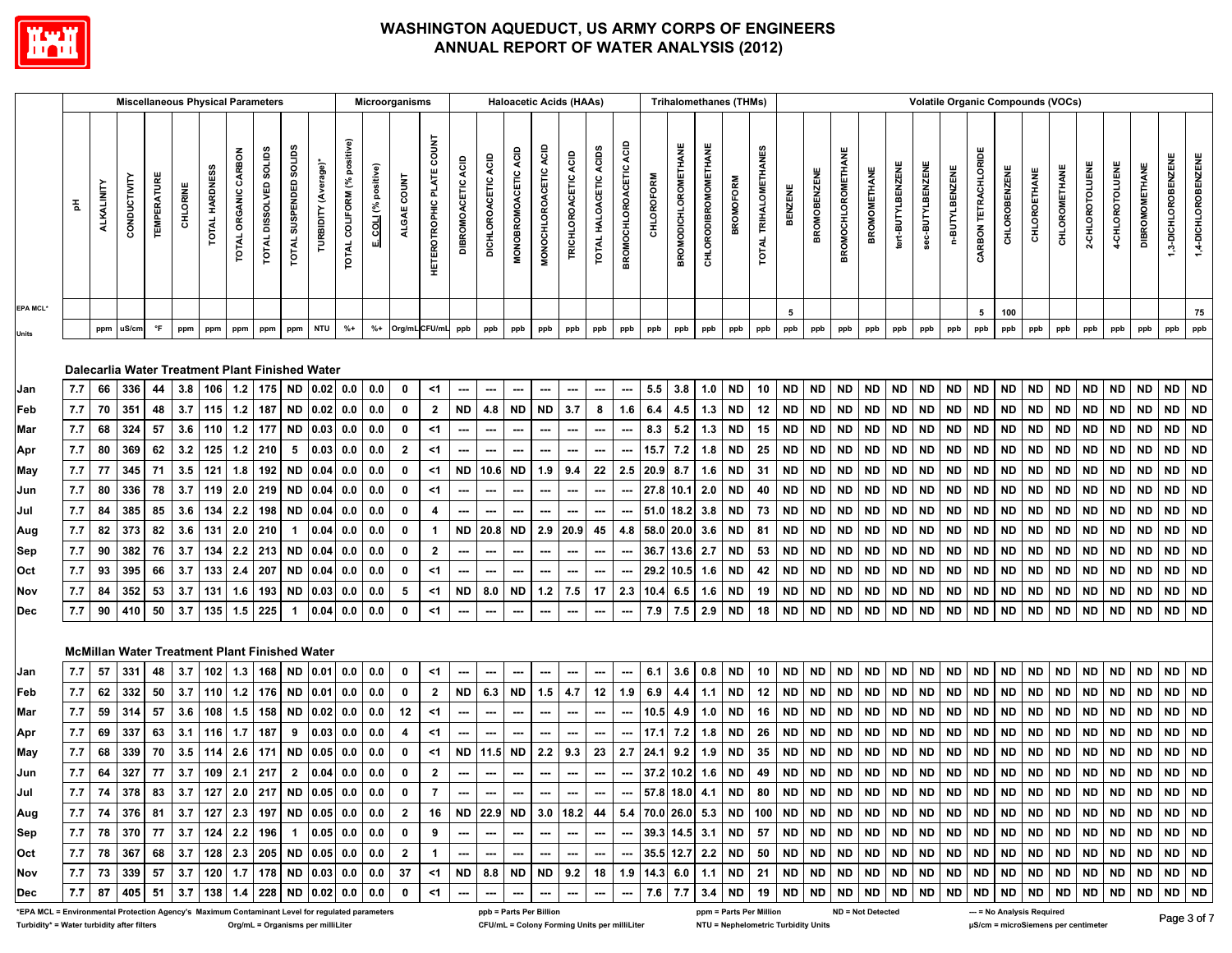# WASHINGTON AQUEDUCT, US ARMY CORPS OF ENGINEERS
## ANNUAL REPORT OF WATER ANALYSIS (2012)

| | Miscellaneous Physical Parameters | | | | | | | | | | Microorganisms | | | | Haloacetic Acids (HAAs) | | | | | | | Trihalomethanes (THMs) | | | | | Volatile Organic Compounds (VOCs) | | | | | | | | | | | | | | | | |
|---|---|---|---|---|---|---|---|---|---|---|---|---|---|---|---|---|---|---|---|---|---|---|---|---|---|---|---|---|---|---|---|---|---|---|---|---|---|---|---|---|---|---|---|
| | pH | ALKALINITY | CONDUCTIVITY | TEMPERATURE | CHLORINE | TOTAL HARDNESS | TOTAL ORGANIC CARBON | TOTAL DISSOLVED SOLIDS | TOTAL SUSPENDED SOLIDS | TURBIDITY (Average)* | TOTAL COLIFORM (% positive) | E. COLI (% positive) | ALGAE COUNT | HETEROTROPHIC PLATE COUNT | DIBROMOACETIC ACID | DICHLOROACETIC ACID | MONOBROMOACETIC ACID | MONOCHLOROACETIC ACID | TRICHLOROACETIC ACID | TOTAL HALOACETIC ACIDS | BROMOCHLOROACETIC ACID | CHLOROFORM | BROMODICHLOROMETHANE | CHLORODIBROMOMETHANE | BROMOFORM | TOTAL TRIHALOMETHANES | BENZENE | BROMOBENZENE | BROMOCHLOROMETHANE | BROMOMETHANE | tert-BUTYLBENZENE | sec-BUTYLBENZENE | n-BUTYLBENZENE | CARBON TETRACHLORIDE | CHLOROBENZENE | CHLOROETHANE | CHLOROMETHANE | 2-CHLOROTOLUENE | 4-CHLOROTOLUENE | DIBROMOMETHANE | 1,3-DICHLOROBENZENE | 1,4-DICHLOROBENZENE |
| EPA MCL* | | | | | | | | | | | | | | | | | | | | | | | | | | | 5 | | | | | | | 5 | 100 | | | | | | | 75 |
| Units | | ppm | uS/cm | °F | ppm | ppm | ppm | ppm | ppm | NTU | %+ | %+ | Org/mL | CFU/mL | ppb | ppb | ppb | ppb | ppb | ppb | ppb | ppb | ppb | ppb | ppb | ppb | ppb | ppb | ppb | ppb | ppb | ppb | ppb | ppb | ppb | ppb | ppb | ppb | ppb | ppb | ppb | ppb |
| **Dalecarlia Water Treatment Plant Finished Water** | | | | | | | | | | | | | | | | | | | | | | | | | | | | | | | | | | | | | | | | | | |
| Jan | 7.7 | 66 | 336 | 44 | 3.8 | 106 | 1.2 | 175 | ND | 0.02 | 0.0 | 0.0 | 0 | <1 | --- | --- | --- | --- | --- | --- | --- | 5.5 | 3.8 | 1.0 | ND | 10 | ND | ND | ND | ND | ND | ND | ND | ND | ND | ND | ND | ND | ND | ND | ND | ND |
| Feb | 7.7 | 70 | 351 | 48 | 3.7 | 115 | 1.2 | 187 | ND | 0.02 | 0.0 | 0.0 | 0 | 2 | ND | 4.8 | ND | ND | 3.7 | 8 | 1.6 | 6.4 | 4.5 | 1.3 | ND | 12 | ND | ND | ND | ND | ND | ND | ND | ND | ND | ND | ND | ND | ND | ND | ND | ND |
| Mar | 7.7 | 68 | 324 | 57 | 3.6 | 110 | 1.2 | 177 | ND | 0.03 | 0.0 | 0.0 | 0 | <1 | --- | --- | --- | --- | --- | --- | --- | 8.3 | 5.2 | 1.3 | ND | 15 | ND | ND | ND | ND | ND | ND | ND | ND | ND | ND | ND | ND | ND | ND | ND | ND |
| Apr | 7.7 | 80 | 369 | 62 | 3.2 | 125 | 1.2 | 210 | 5 | 0.03 | 0.0 | 0.0 | 2 | <1 | --- | --- | --- | --- | --- | --- | --- | 15.7 | 7.2 | 1.8 | ND | 25 | ND | ND | ND | ND | ND | ND | ND | ND | ND | ND | ND | ND | ND | ND | ND | ND |
| May | 7.7 | 77 | 345 | 71 | 3.5 | 121 | 1.8 | 192 | ND | 0.04 | 0.0 | 0.0 | 0 | <1 | ND | 10.6 | ND | 1.9 | 9.4 | 22 | 2.5 | 20.9 | 8.7 | 1.6 | ND | 31 | ND | ND | ND | ND | ND | ND | ND | ND | ND | ND | ND | ND | ND | ND | ND | ND |
| Jun | 7.7 | 80 | 336 | 78 | 3.7 | 119 | 2.0 | 219 | ND | 0.04 | 0.0 | 0.0 | 0 | <1 | --- | --- | --- | --- | --- | --- | --- | 27.8 | 10.1 | 2.0 | ND | 40 | ND | ND | ND | ND | ND | ND | ND | ND | ND | ND | ND | ND | ND | ND | ND | ND |
| Jul | 7.7 | 84 | 385 | 85 | 3.6 | 134 | 2.2 | 198 | ND | 0.04 | 0.0 | 0.0 | 0 | 4 | --- | --- | --- | --- | --- | --- | --- | 51.0 | 18.2 | 3.8 | ND | 73 | ND | ND | ND | ND | ND | ND | ND | ND | ND | ND | ND | ND | ND | ND | ND | ND |
| Aug | 7.7 | 82 | 373 | 82 | 3.6 | 131 | 2.0 | 210 | 1 | 0.04 | 0.0 | 0.0 | 0 | 1 | ND | 20.8 | ND | 2.9 | 20.9 | 45 | 4.8 | 58.0 | 20.0 | 3.6 | ND | 81 | ND | ND | ND | ND | ND | ND | ND | ND | ND | ND | ND | ND | ND | ND | ND | ND |
| Sep | 7.7 | 90 | 382 | 76 | 3.7 | 134 | 2.2 | 213 | ND | 0.04 | 0.0 | 0.0 | 0 | 2 | --- | --- | --- | --- | --- | --- | --- | 36.7 | 13.6 | 2.7 | ND | 53 | ND | ND | ND | ND | ND | ND | ND | ND | ND | ND | ND | ND | ND | ND | ND | ND |
| Oct | 7.7 | 93 | 395 | 66 | 3.7 | 133 | 2.4 | 207 | ND | 0.04 | 0.0 | 0.0 | 0 | <1 | --- | --- | --- | --- | --- | --- | --- | 29.2 | 10.5 | 1.6 | ND | 42 | ND | ND | ND | ND | ND | ND | ND | ND | ND | ND | ND | ND | ND | ND | ND | ND |
| Nov | 7.7 | 84 | 352 | 53 | 3.7 | 131 | 1.6 | 193 | ND | 0.03 | 0.0 | 0.0 | 5 | <1 | ND | 8.0 | ND | 1.2 | 7.5 | 17 | 2.3 | 10.4 | 6.5 | 1.6 | ND | 19 | ND | ND | ND | ND | ND | ND | ND | ND | ND | ND | ND | ND | ND | ND | ND | ND |
| Dec | 7.7 | 90 | 410 | 50 | 3.7 | 135 | 1.5 | 225 | 1 | 0.04 | 0.0 | 0.0 | 0 | <1 | --- | --- | --- | --- | --- | --- | --- | 7.9 | 7.5 | 2.9 | ND | 18 | ND | ND | ND | ND | ND | ND | ND | ND | ND | ND | ND | ND | ND | ND | ND | ND |
| **McMillan Water Treatment Plant Finished Water** | | | | | | | | | | | | | | | | | | | | | | | | | | | | | | | | | | | | | | | | | | |
| Jan | 7.7 | 57 | 331 | 48 | 3.7 | 102 | 1.3 | 168 | ND | 0.01 | 0.0 | 0.0 | 0 | <1 | --- | --- | --- | --- | --- | --- | --- | 6.1 | 3.6 | 0.8 | ND | 10 | ND | ND | ND | ND | ND | ND | ND | ND | ND | ND | ND | ND | ND | ND | ND | ND |
| Feb | 7.7 | 62 | 332 | 50 | 3.7 | 110 | 1.2 | 176 | ND | 0.01 | 0.0 | 0.0 | 0 | 2 | ND | 6.3 | ND | 1.5 | 4.7 | 12 | 1.9 | 6.9 | 4.4 | 1.1 | ND | 12 | ND | ND | ND | ND | ND | ND | ND | ND | ND | ND | ND | ND | ND | ND | ND | ND |
| Mar | 7.7 | 59 | 314 | 57 | 3.6 | 108 | 1.5 | 158 | ND | 0.02 | 0.0 | 0.0 | 12 | <1 | --- | --- | --- | --- | --- | --- | --- | 10.5 | 4.9 | 1.0 | ND | 16 | ND | ND | ND | ND | ND | ND | ND | ND | ND | ND | ND | ND | ND | ND | ND | ND |
| Apr | 7.7 | 69 | 337 | 63 | 3.1 | 116 | 1.7 | 187 | 9 | 0.03 | 0.0 | 0.0 | 4 | <1 | --- | --- | --- | --- | --- | --- | --- | 17.1 | 7.2 | 1.8 | ND | 26 | ND | ND | ND | ND | ND | ND | ND | ND | ND | ND | ND | ND | ND | ND | ND | ND |
| May | 7.7 | 68 | 339 | 70 | 3.5 | 114 | 2.6 | 171 | ND | 0.05 | 0.0 | 0.0 | 0 | <1 | ND | 11.5 | ND | 2.2 | 9.3 | 23 | 2.7 | 24.1 | 9.2 | 1.9 | ND | 35 | ND | ND | ND | ND | ND | ND | ND | ND | ND | ND | ND | ND | ND | ND | ND | ND |
| Jun | 7.7 | 64 | 327 | 77 | 3.7 | 109 | 2.1 | 217 | 2 | 0.04 | 0.0 | 0.0 | 0 | 2 | --- | --- | --- | --- | --- | --- | --- | 37.2 | 10.2 | 1.6 | ND | 49 | ND | ND | ND | ND | ND | ND | ND | ND | ND | ND | ND | ND | ND | ND | ND | ND |
| Jul | 7.7 | 74 | 378 | 83 | 3.7 | 127 | 2.0 | 217 | ND | 0.05 | 0.0 | 0.0 | 0 | 7 | --- | --- | --- | --- | --- | --- | --- | 57.8 | 18.0 | 4.1 | ND | 80 | ND | ND | ND | ND | ND | ND | ND | ND | ND | ND | ND | ND | ND | ND | ND | ND |
| Aug | 7.7 | 74 | 376 | 81 | 3.7 | 127 | 2.3 | 197 | ND | 0.05 | 0.0 | 0.0 | 2 | 16 | ND | 22.9 | ND | 3.0 | 18.2 | 44 | 5.4 | 70.0 | 26.0 | 5.3 | ND | 100 | ND | ND | ND | ND | ND | ND | ND | ND | ND | ND | ND | ND | ND | ND | ND | ND |
| Sep | 7.7 | 78 | 370 | 77 | 3.7 | 124 | 2.2 | 196 | 1 | 0.05 | 0.0 | 0.0 | 0 | 9 | --- | --- | --- | --- | --- | --- | --- | 39.3 | 14.5 | 3.1 | ND | 57 | ND | ND | ND | ND | ND | ND | ND | ND | ND | ND | ND | ND | ND | ND | ND | ND |
| Oct | 7.7 | 78 | 367 | 68 | 3.7 | 128 | 2.3 | 205 | ND | 0.05 | 0.0 | 0.0 | 2 | 1 | --- | --- | --- | --- | --- | --- | --- | 35.5 | 12.7 | 2.2 | ND | 50 | ND | ND | ND | ND | ND | ND | ND | ND | ND | ND | ND | ND | ND | ND | ND | ND |
| Nov | 7.7 | 73 | 339 | 57 | 3.7 | 120 | 1.7 | 178 | ND | 0.03 | 0.0 | 0.0 | 37 | <1 | ND | 8.8 | ND | ND | 9.2 | 18 | 1.9 | 14.3 | 6.0 | 1.1 | ND | 21 | ND | ND | ND | ND | ND | ND | ND | ND | ND | ND | ND | ND | ND | ND | ND | ND |
| Dec | 7.7 | 87 | 405 | 51 | 3.7 | 138 | 1.4 | 228 | ND | 0.02 | 0.0 | 0.0 | 0 | <1 | --- | --- | --- | --- | --- | --- | --- | 7.6 | 7.7 | 3.4 | ND | 19 | ND | ND | ND | ND | ND | ND | ND | ND | ND | ND | ND | ND | ND | ND | ND | ND |

*EPA MCL = Environmental Protection Agency's Maximum Contaminant Level for regulated parameters
Turbidity* = Water turbidity after filters
Org/mL = Organisms per milliLiter
ppb = Parts Per Billion
CFU/mL = Colony Forming Units per milliLiter
ppm = Parts Per Million
NTU = Nephelometric Turbidity Units
ND = Not Detected
--- = No Analysis Required
µS/cm = microSiemens per centimeter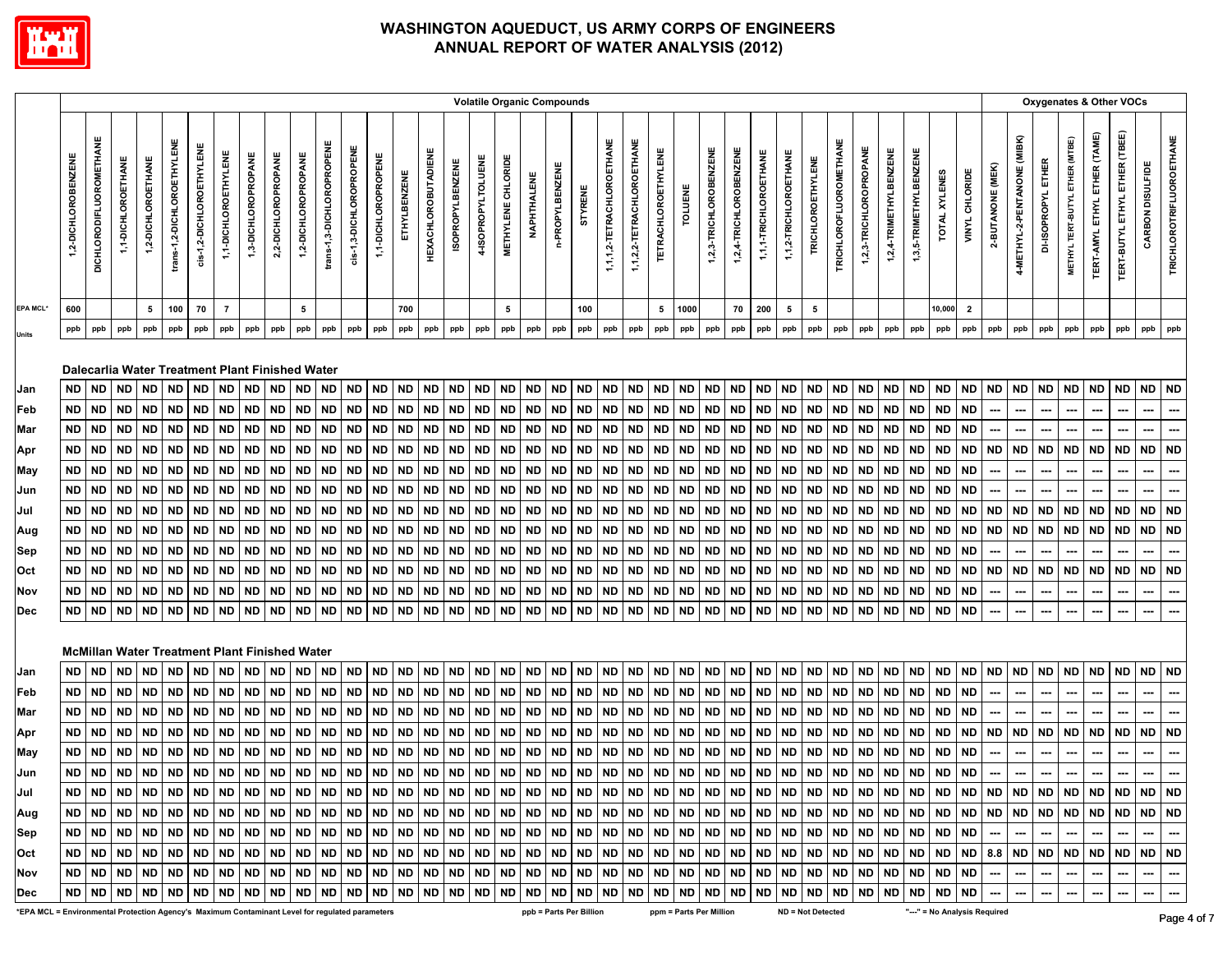# WASHINGTON AQUEDUCT, US ARMY CORPS OF ENGINEERS
## ANNUAL REPORT OF WATER ANALYSIS (2012)

| | Volatile Organic Compounds | | | | | | | | | | | | | | | | | | | | | | | | | | | | | | | | | | | | Oxygenates & Other VOCs | | | | | | | |
|---|---|---|---|---|---|---|---|---|---|---|---|---|---|---|---|---|---|---|---|---|---|---|---|---|---|---|---|---|---|---|---|---|---|---|---|---|---|---|---|---|---|---|---|---|
| | 1,2-DICHLOROBENZENE | DICHLORODIFLUOROMETHANE | 1,1-DICHLOROETHANE | 1,2-DICHLOROETHANE | trans-1,2-DICHLOROETHYLENE | cis-1,2-DICHLOROETHYLENE | 1,1-DICHLOROETHYLENE | 1,3-DICHLOROPROPANE | 2,2-DICHLOROPROPANE | 1,2-DICHLOROPROPANE | trans-1,3-DICHLOROPROPENE | cis-1,3-DICHLOROPROPENE | 1,1-DICHLOROPROPENE | ETHYLBENZENE | HEXACHLOROBUTADIENE | ISOPROPYLBENZENE | 4-ISOPROPYLTOLUENE | METHYLENE CHLORIDE | NAPHTHALENE | n-PROPYLBENZENE | STYRENE | 1,1,1,2-TETRACHLOROETHANE | 1,1,2,2-TETRACHLOROETHANE | TETRACHLOROETHYLENE | TOLUENE | 1,2,3-TRICHLOROBENZENE | 1,2,4-TRICHLOROBENZENE | 1,1,1-TRICHLOROETHANE | 1,1,2-TRICHLOROETHANE | TRICHLOROETHYLENE | TRICHLOROFLUOROMETHANE | 1,2,3-TRICHLOROPROPANE | 1,2,4-TRIMETHYLBENZENE | 1,3,5-TRIMETHYLBENZENE | TOTAL XYLENES | VINYL CHLORIDE | 2-BUTANONE (MEK) | 4-METHYL-2-PENTANONE (MIBK) | DI-ISOPROPYL ETHER | METHYL TERT-BUTYL ETHER (MTBE) | TERT-AMYL ETHYL ETHER (TAME) | TERT-BUTYL ETHYL ETHER (TBEE) | CARBON DISULFIDE | TRICHLOROTRIFLUOROETHANE |
| EPA MCL* | 600 | | | 5 | 100 | 70 | 7 | | | 5 | | | | 700 | | | | 5 | | | 100 | | | 5 | 1000 | | 70 | 200 | 5 | 5 | | | | | 10,000 | 2 | | | | | | | | |
| Units | ppb | ppb | ppb | ppb | ppb | ppb | ppb | ppb | ppb | ppb | ppb | ppb | ppb | ppb | ppb | ppb | ppb | ppb | ppb | ppb | ppb | ppb | ppb | ppb | ppb | ppb | ppb | ppb | ppb | ppb | ppb | ppb | ppb | ppb | ppb | ppb | ppb | ppb | ppb | ppb | ppb | ppb | ppb | ppb |
| **Dalecarlia Water Treatment Plant Finished Water** | | | | | | | | | | | | | | | | | | | | | | | | | | | | | | | | | | | | | | | | | | | | |
| Jan | ND | ND | ND | ND | ND | ND | ND | ND | ND | ND | ND | ND | ND | ND | ND | ND | ND | ND | ND | ND | ND | ND | ND | ND | ND | ND | ND | ND | ND | ND | ND | ND | ND | ND | ND | ND | ND | ND | ND | ND | ND | ND | ND | ND |
| Feb | ND | ND | ND | ND | ND | ND | ND | ND | ND | ND | ND | ND | ND | ND | ND | ND | ND | ND | ND | ND | ND | ND | ND | ND | ND | ND | ND | ND | ND | ND | ND | ND | ND | ND | ND | ND | --- | --- | --- | --- | --- | --- | --- | --- |
| Mar | ND | ND | ND | ND | ND | ND | ND | ND | ND | ND | ND | ND | ND | ND | ND | ND | ND | ND | ND | ND | ND | ND | ND | ND | ND | ND | ND | ND | ND | ND | ND | ND | ND | ND | ND | ND | --- | --- | --- | --- | --- | --- | --- | --- |
| Apr | ND | ND | ND | ND | ND | ND | ND | ND | ND | ND | ND | ND | ND | ND | ND | ND | ND | ND | ND | ND | ND | ND | ND | ND | ND | ND | ND | ND | ND | ND | ND | ND | ND | ND | ND | ND | ND | ND | ND | ND | ND | ND | ND | ND |
| May | ND | ND | ND | ND | ND | ND | ND | ND | ND | ND | ND | ND | ND | ND | ND | ND | ND | ND | ND | ND | ND | ND | ND | ND | ND | ND | ND | ND | ND | ND | ND | ND | ND | ND | ND | ND | --- | --- | --- | --- | --- | --- | --- | --- |
| Jun | ND | ND | ND | ND | ND | ND | ND | ND | ND | ND | ND | ND | ND | ND | ND | ND | ND | ND | ND | ND | ND | ND | ND | ND | ND | ND | ND | ND | ND | ND | ND | ND | ND | ND | ND | ND | --- | --- | --- | --- | --- | --- | --- | --- |
| Jul | ND | ND | ND | ND | ND | ND | ND | ND | ND | ND | ND | ND | ND | ND | ND | ND | ND | ND | ND | ND | ND | ND | ND | ND | ND | ND | ND | ND | ND | ND | ND | ND | ND | ND | ND | ND | ND | ND | ND | ND | ND | ND | ND | ND |
| Aug | ND | ND | ND | ND | ND | ND | ND | ND | ND | ND | ND | ND | ND | ND | ND | ND | ND | ND | ND | ND | ND | ND | ND | ND | ND | ND | ND | ND | ND | ND | ND | ND | ND | ND | ND | ND | ND | ND | ND | ND | ND | ND | ND | ND |
| Sep | ND | ND | ND | ND | ND | ND | ND | ND | ND | ND | ND | ND | ND | ND | ND | ND | ND | ND | ND | ND | ND | ND | ND | ND | ND | ND | ND | ND | ND | ND | ND | ND | ND | ND | ND | ND | --- | --- | --- | --- | --- | --- | --- | --- |
| Oct | ND | ND | ND | ND | ND | ND | ND | ND | ND | ND | ND | ND | ND | ND | ND | ND | ND | ND | ND | ND | ND | ND | ND | ND | ND | ND | ND | ND | ND | ND | ND | ND | ND | ND | ND | ND | ND | ND | ND | ND | ND | ND | ND | ND |
| Nov | ND | ND | ND | ND | ND | ND | ND | ND | ND | ND | ND | ND | ND | ND | ND | ND | ND | ND | ND | ND | ND | ND | ND | ND | ND | ND | ND | ND | ND | ND | ND | ND | ND | ND | ND | ND | --- | --- | --- | --- | --- | --- | --- | --- |
| Dec | ND | ND | ND | ND | ND | ND | ND | ND | ND | ND | ND | ND | ND | ND | ND | ND | ND | ND | ND | ND | ND | ND | ND | ND | ND | ND | ND | ND | ND | ND | ND | ND | ND | ND | ND | ND | --- | --- | --- | --- | --- | --- | --- | --- |
| **McMillan Water Treatment Plant Finished Water** | | | | | | | | | | | | | | | | | | | | | | | | | | | | | | | | | | | | | | | | | | | | |
| Jan | ND | ND | ND | ND | ND | ND | ND | ND | ND | ND | ND | ND | ND | ND | ND | ND | ND | ND | ND | ND | ND | ND | ND | ND | ND | ND | ND | ND | ND | ND | ND | ND | ND | ND | ND | ND | ND | ND | ND | ND | ND | ND | ND | ND |
| Feb | ND | ND | ND | ND | ND | ND | ND | ND | ND | ND | ND | ND | ND | ND | ND | ND | ND | ND | ND | ND | ND | ND | ND | ND | ND | ND | ND | ND | ND | ND | ND | ND | ND | ND | ND | ND | --- | --- | --- | --- | --- | --- | --- | --- |
| Mar | ND | ND | ND | ND | ND | ND | ND | ND | ND | ND | ND | ND | ND | ND | ND | ND | ND | ND | ND | ND | ND | ND | ND | ND | ND | ND | ND | ND | ND | ND | ND | ND | ND | ND | ND | ND | --- | --- | --- | --- | --- | --- | --- | --- |
| Apr | ND | ND | ND | ND | ND | ND | ND | ND | ND | ND | ND | ND | ND | ND | ND | ND | ND | ND | ND | ND | ND | ND | ND | ND | ND | ND | ND | ND | ND | ND | ND | ND | ND | ND | ND | ND | ND | ND | ND | ND | ND | ND | ND | ND |
| May | ND | ND | ND | ND | ND | ND | ND | ND | ND | ND | ND | ND | ND | ND | ND | ND | ND | ND | ND | ND | ND | ND | ND | ND | ND | ND | ND | ND | ND | ND | ND | ND | ND | ND | ND | ND | --- | --- | --- | --- | --- | --- | --- | --- |
| Jun | ND | ND | ND | ND | ND | ND | ND | ND | ND | ND | ND | ND | ND | ND | ND | ND | ND | ND | ND | ND | ND | ND | ND | ND | ND | ND | ND | ND | ND | ND | ND | ND | ND | ND | ND | ND | --- | --- | --- | --- | --- | --- | --- | --- |
| Jul | ND | ND | ND | ND | ND | ND | ND | ND | ND | ND | ND | ND | ND | ND | ND | ND | ND | ND | ND | ND | ND | ND | ND | ND | ND | ND | ND | ND | ND | ND | ND | ND | ND | ND | ND | ND | ND | ND | ND | ND | ND | ND | ND | ND |
| Aug | ND | ND | ND | ND | ND | ND | ND | ND | ND | ND | ND | ND | ND | ND | ND | ND | ND | ND | ND | ND | ND | ND | ND | ND | ND | ND | ND | ND | ND | ND | ND | ND | ND | ND | ND | ND | ND | ND | ND | ND | ND | ND | ND | ND |
| Sep | ND | ND | ND | ND | ND | ND | ND | ND | ND | ND | ND | ND | ND | ND | ND | ND | ND | ND | ND | ND | ND | ND | ND | ND | ND | ND | ND | ND | ND | ND | ND | ND | ND | ND | ND | ND | --- | --- | --- | --- | --- | --- | --- | --- |
| Oct | ND | ND | ND | ND | ND | ND | ND | ND | ND | ND | ND | ND | ND | ND | ND | ND | ND | ND | ND | ND | ND | ND | ND | ND | ND | ND | ND | ND | ND | ND | ND | ND | ND | ND | ND | ND | 8.8 | ND | ND | ND | ND | ND | ND | ND |
| Nov | ND | ND | ND | ND | ND | ND | ND | ND | ND | ND | ND | ND | ND | ND | ND | ND | ND | ND | ND | ND | ND | ND | ND | ND | ND | ND | ND | ND | ND | ND | ND | ND | ND | ND | ND | ND | --- | --- | --- | --- | --- | --- | --- | --- |
| Dec | ND | ND | ND | ND | ND | ND | ND | ND | ND | ND | ND | ND | ND | ND | ND | ND | ND | ND | ND | ND | ND | ND | ND | ND | ND | ND | ND | ND | ND | ND | ND | ND | ND | ND | ND | ND | --- | --- | --- | --- | --- | --- | --- | --- |

*EPA MCL = Environmental Protection Agency's Maximum Contaminant Level for regulated parameters    ppb = Parts Per Billion    ppm = Parts Per Million    ND = Not Detected    "---" = No Analysis Required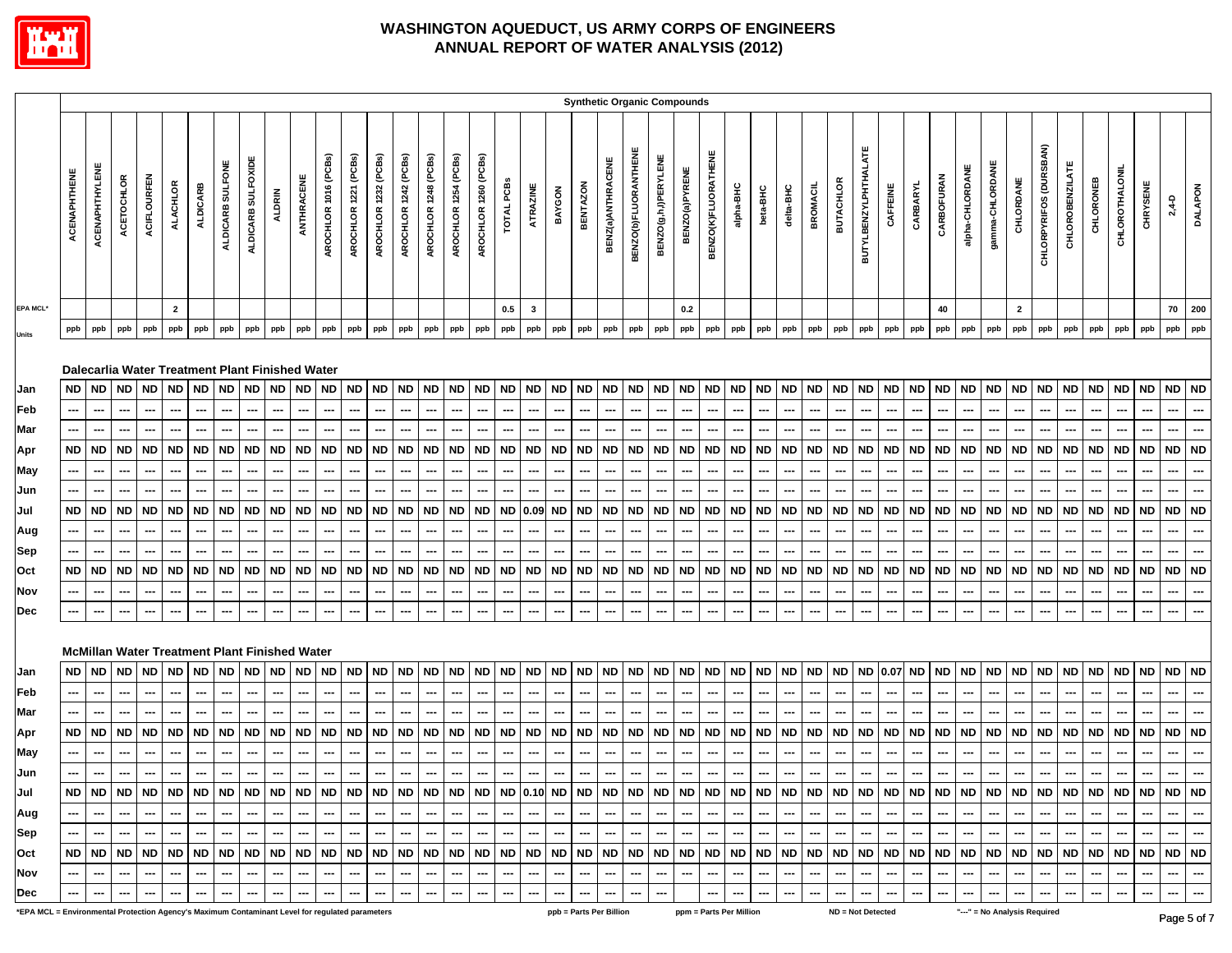# WASHINGTON AQUEDUCT, US ARMY CORPS OF ENGINEERS
## ANNUAL REPORT OF WATER ANALYSIS (2012)

| | Synthetic Organic Compounds | | | | | | | | | | | | | | | | | | | | | | | | | | | | | | | | | | | | | | | | | | | | |
|---|---|---|---|---|---|---|---|---|---|---|---|---|---|---|---|---|---|---|---|---|---|---|---|---|---|---|---|---|---|---|---|---|---|---|---|---|---|---|---|---|---|---|---|---|---|
| | ACENAPHTHENE | ACENAPHTHYLENE | ACETOCHLOR | ACIFLOURFEN | ALACHLOR | ALDICARB | ALDICARB SULFONE | ALDICARB SULFOXIDE | ALDRIN | ANTHRACENE | AROCHLOR 1016 (PCBs) | AROCHLOR 1221 (PCBs) | AROCHLOR 1232 (PCBs) | AROCHLOR 1242 (PCBs) | AROCHLOR 1248 (PCBs) | AROCHLOR 1254 (PCBs) | AROCHLOR 1260 (PCBs) | TOTAL PCBs | ATRAZINE | BAYGON | BENTAZON | BENZ(a)ANTHRACENE | BENZO(b)FLUORANTHENE | BENZO(g,h,i)PERYLENE | BENZO(a)PYRENE | BENZO(K)FLUORATHENE | alpha-BHC | beta-BHC | delta-BHC | BROMACIL | BUTACHLOR | BUTYLBENZYLPHTHALATE | CAFFEINE | CARBARYL | CARBOFURAN | alpha-CHLORDANE | gamma-CHLORDANE | CHLORDANE | CHLORPYRIFOS (DURSBAN) | CHLOROBENZILATE | CHLORONEB | CHLOROTHALONIL | CHRYSENE | 2,4-D | DALAPON |
| EPA MCL* | | | | | 2 | | | | | | | | | | | | | 0.5 | 3 | | | | | | 0.2 | | | | | | | | | | 40 | | | 2 | | | | | | 70 | 200 |
| Units | ppb | ppb | ppb | ppb | ppb | ppb | ppb | ppb | ppb | ppb | ppb | ppb | ppb | ppb | ppb | ppb | ppb | ppb | ppb | ppb | ppb | ppb | ppb | ppb | ppb | ppb | ppb | ppb | ppb | ppb | ppb | ppb | ppb | ppb | ppb | ppb | ppb | ppb | ppb | ppb | ppb | ppb | ppb | ppb | ppb |
| **Dalecarlia Water Treatment Plant Finished Water** | | | | | | | | | | | | | | | | | | | | | | | | | | | | | | | | | | | | | | | | | | | | | |
| Jan | ND | ND | ND | ND | ND | ND | ND | ND | ND | ND | ND | ND | ND | ND | ND | ND | ND | ND | ND | ND | ND | ND | ND | ND | ND | ND | ND | ND | ND | ND | ND | ND | ND | ND | ND | ND | ND | ND | ND | ND | ND | ND | ND | ND | ND |
| Feb | --- | --- | --- | --- | --- | --- | --- | --- | --- | --- | --- | --- | --- | --- | --- | --- | --- | --- | --- | --- | --- | --- | --- | --- | --- | --- | --- | --- | --- | --- | --- | --- | --- | --- | --- | --- | --- | --- | --- | --- | --- | --- | --- | --- | --- |
| Mar | --- | --- | --- | --- | --- | --- | --- | --- | --- | --- | --- | --- | --- | --- | --- | --- | --- | --- | --- | --- | --- | --- | --- | --- | --- | --- | --- | --- | --- | --- | --- | --- | --- | --- | --- | --- | --- | --- | --- | --- | --- | --- | --- | --- | --- |
| Apr | ND | ND | ND | ND | ND | ND | ND | ND | ND | ND | ND | ND | ND | ND | ND | ND | ND | ND | ND | ND | ND | ND | ND | ND | ND | ND | ND | ND | ND | ND | ND | ND | ND | ND | ND | ND | ND | ND | ND | ND | ND | ND | ND | ND | ND |
| May | --- | --- | --- | --- | --- | --- | --- | --- | --- | --- | --- | --- | --- | --- | --- | --- | --- | --- | --- | --- | --- | --- | --- | --- | --- | --- | --- | --- | --- | --- | --- | --- | --- | --- | --- | --- | --- | --- | --- | --- | --- | --- | --- | --- | --- |
| Jun | --- | --- | --- | --- | --- | --- | --- | --- | --- | --- | --- | --- | --- | --- | --- | --- | --- | --- | --- | --- | --- | --- | --- | --- | --- | --- | --- | --- | --- | --- | --- | --- | --- | --- | --- | --- | --- | --- | --- | --- | --- | --- | --- | --- | --- |
| Jul | ND | ND | ND | ND | ND | ND | ND | ND | ND | ND | ND | ND | ND | ND | ND | ND | ND | ND | 0.09 | ND | ND | ND | ND | ND | ND | ND | ND | ND | ND | ND | ND | ND | ND | ND | ND | ND | ND | ND | ND | ND | ND | ND | ND | ND | ND |
| Aug | --- | --- | --- | --- | --- | --- | --- | --- | --- | --- | --- | --- | --- | --- | --- | --- | --- | --- | --- | --- | --- | --- | --- | --- | --- | --- | --- | --- | --- | --- | --- | --- | --- | --- | --- | --- | --- | --- | --- | --- | --- | --- | --- | --- | --- |
| Sep | --- | --- | --- | --- | --- | --- | --- | --- | --- | --- | --- | --- | --- | --- | --- | --- | --- | --- | --- | --- | --- | --- | --- | --- | --- | --- | --- | --- | --- | --- | --- | --- | --- | --- | --- | --- | --- | --- | --- | --- | --- | --- | --- | --- | --- |
| Oct | ND | ND | ND | ND | ND | ND | ND | ND | ND | ND | ND | ND | ND | ND | ND | ND | ND | ND | ND | ND | ND | ND | ND | ND | ND | ND | ND | ND | ND | ND | ND | ND | ND | ND | ND | ND | ND | ND | ND | ND | ND | ND | ND | ND | ND |
| Nov | --- | --- | --- | --- | --- | --- | --- | --- | --- | --- | --- | --- | --- | --- | --- | --- | --- | --- | --- | --- | --- | --- | --- | --- | --- | --- | --- | --- | --- | --- | --- | --- | --- | --- | --- | --- | --- | --- | --- | --- | --- | --- | --- | --- | --- |
| Dec | --- | --- | --- | --- | --- | --- | --- | --- | --- | --- | --- | --- | --- | --- | --- | --- | --- | --- | --- | --- | --- | --- | --- | --- | --- | --- | --- | --- | --- | --- | --- | --- | --- | --- | --- | --- | --- | --- | --- | --- | --- | --- | --- | --- | --- |
| **McMillan Water Treatment Plant Finished Water** | | | | | | | | | | | | | | | | | | | | | | | | | | | | | | | | | | | | | | | | | | | | | |
| Jan | ND | ND | ND | ND | ND | ND | ND | ND | ND | ND | ND | ND | ND | ND | ND | ND | ND | ND | ND | ND | ND | ND | ND | ND | ND | ND | ND | ND | ND | ND | ND | ND | 0.07 | ND | ND | ND | ND | ND | ND | ND | ND | ND | ND | ND | ND |
| Feb | --- | --- | --- | --- | --- | --- | --- | --- | --- | --- | --- | --- | --- | --- | --- | --- | --- | --- | --- | --- | --- | --- | --- | --- | --- | --- | --- | --- | --- | --- | --- | --- | --- | --- | --- | --- | --- | --- | --- | --- | --- | --- | --- | --- | --- |
| Mar | --- | --- | --- | --- | --- | --- | --- | --- | --- | --- | --- | --- | --- | --- | --- | --- | --- | --- | --- | --- | --- | --- | --- | --- | --- | --- | --- | --- | --- | --- | --- | --- | --- | --- | --- | --- | --- | --- | --- | --- | --- | --- | --- | --- | --- |
| Apr | ND | ND | ND | ND | ND | ND | ND | ND | ND | ND | ND | ND | ND | ND | ND | ND | ND | ND | ND | ND | ND | ND | ND | ND | ND | ND | ND | ND | ND | ND | ND | ND | ND | ND | ND | ND | ND | ND | ND | ND | ND | ND | ND | ND | ND |
| May | --- | --- | --- | --- | --- | --- | --- | --- | --- | --- | --- | --- | --- | --- | --- | --- | --- | --- | --- | --- | --- | --- | --- | --- | --- | --- | --- | --- | --- | --- | --- | --- | --- | --- | --- | --- | --- | --- | --- | --- | --- | --- | --- | --- | --- |
| Jun | --- | --- | --- | --- | --- | --- | --- | --- | --- | --- | --- | --- | --- | --- | --- | --- | --- | --- | --- | --- | --- | --- | --- | --- | --- | --- | --- | --- | --- | --- | --- | --- | --- | --- | --- | --- | --- | --- | --- | --- | --- | --- | --- | --- | --- |
| Jul | ND | ND | ND | ND | ND | ND | ND | ND | ND | ND | ND | ND | ND | ND | ND | ND | ND | ND | 0.10 | ND | ND | ND | ND | ND | ND | ND | ND | ND | ND | ND | ND | ND | ND | ND | ND | ND | ND | ND | ND | ND | ND | ND | ND | ND | ND |
| Aug | --- | --- | --- | --- | --- | --- | --- | --- | --- | --- | --- | --- | --- | --- | --- | --- | --- | --- | --- | --- | --- | --- | --- | --- | --- | --- | --- | --- | --- | --- | --- | --- | --- | --- | --- | --- | --- | --- | --- | --- | --- | --- | --- | --- | --- |
| Sep | --- | --- | --- | --- | --- | --- | --- | --- | --- | --- | --- | --- | --- | --- | --- | --- | --- | --- | --- | --- | --- | --- | --- | --- | --- | --- | --- | --- | --- | --- | --- | --- | --- | --- | --- | --- | --- | --- | --- | --- | --- | --- | --- | --- | --- |
| Oct | ND | ND | ND | ND | ND | ND | ND | ND | ND | ND | ND | ND | ND | ND | ND | ND | ND | ND | ND | ND | ND | ND | ND | ND | ND | ND | ND | ND | ND | ND | ND | ND | ND | ND | ND | ND | ND | ND | ND | ND | ND | ND | ND | ND | ND |
| Nov | --- | --- | --- | --- | --- | --- | --- | --- | --- | --- | --- | --- | --- | --- | --- | --- | --- | --- | --- | --- | --- | --- | --- | --- | --- | --- | --- | --- | --- | --- | --- | --- | --- | --- | --- | --- | --- | --- | --- | --- | --- | --- | --- | --- | --- |
| Dec | --- | --- | --- | --- | --- | --- | --- | --- | --- | --- | --- | --- | --- | --- | --- | --- | --- | --- | --- | --- | --- | --- | --- | --- | | --- | --- | --- | --- | --- | --- | --- | --- | --- | --- | --- | --- | --- | --- | --- | --- | --- | --- | --- | --- |

*EPA MCL = Environmental Protection Agency's Maximum Contaminant Level for regulated parameters

ppb = Parts Per Billion

ppm = Parts Per Million

ND = Not Detected

"---" = No Analysis Required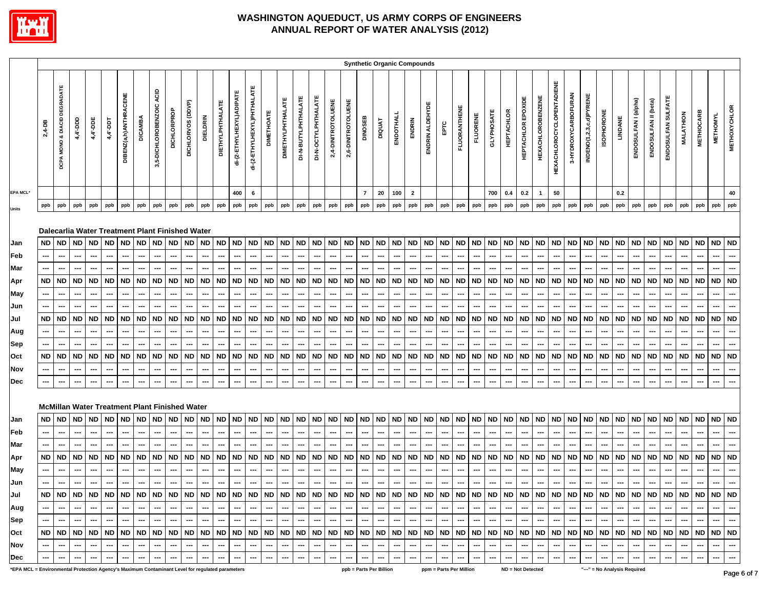# WASHINGTON AQUEDUCT, US ARMY CORPS OF ENGINEERS
# ANNUAL REPORT OF WATER ANALYSIS (2012)

| | Synthetic Organic Compounds | | | | | | | | | | | | | | | | | | | | | | | | | | | | | | | | | | | | | | | | | | | |
|---|---|---|---|---|---|---|---|---|---|---|---|---|---|---|---|---|---|---|---|---|---|---|---|---|---|---|---|---|---|---|---|---|---|---|---|---|---|---|---|---|---|---|---|---|
| | 2,4-DB | DCPA MONO & DIACID DEGRADATE | 4,4'-DDD | 4,4'-DDE | 4,4'-DDT | DIBENZ(a,h)ANTHRACENE | DICAMBA | 3,5-DICHLOROBENZOIC ACID | DICHLORPROP | DICHLORVOS (DDVP) | DIELDRIN | DIETHYLPHTHALATE | di-(2-ETHYLHEXYL)ADIPATE | di-(2-ETHYLHEXYL)PHTHALATE | DIMETHOATE | DIMETHYLPHTHALATE | DI-N-BUTYLPHTHALATE | DI-N-OCTYLPHTHALATE | 2,4-DINITROTOLUENE | 2,6-DINITROTOLUENE | DINOSEB | DIQUAT | ENDOTHALL | ENDRIN | ENDRIN ALDEHYDE | EPTC | FLUORANTHENE | FLUORENE | GLYPHOSATE | HEPTACHLOR | HEPTACHLOR EPOXIDE | HEXACHLOROBENZENE | HEXACHLOROCYCLOPENTADIENE | 3-HYDROXYCARBOFURAN | INDENO(1,2,3,c,d)PYRENE | ISOPHORONE | LINDANE | ENDOSULFAN I (alpha) | ENDOSULFAN II (beta) | ENDOSULFAN SULFATE | MALATHION | METHIOCARB | METHOMYL | METHOXYCHLOR |
| EPA MCL* | | | | | | | | | | | | | 400 | 6 | | | | | | | 7 | 20 | 100 | 2 | | | | | 700 | 0.4 | 0.2 | 1 | 50 | | | | 0.2 | | | | | | | 40 |
| Units | ppb | ppb | ppb | ppb | ppb | ppb | ppb | ppb | ppb | ppb | ppb | ppb | ppb | ppb | ppb | ppb | ppb | ppb | ppb | ppb | ppb | ppb | ppb | ppb | ppb | ppb | ppb | ppb | ppb | ppb | ppb | ppb | ppb | ppb | ppb | ppb | ppb | ppb | ppb | ppb | ppb | ppb | ppb | ppb |
| **Dalecarlia Water Treatment Plant Finished Water** | | | | | | | | | | | | | | | | | | | | | | | | | | | | | | | | | | | | | | | | | | | | |
| Jan | ND | ND | ND | ND | ND | ND | ND | ND | ND | ND | ND | ND | ND | ND | ND | ND | ND | ND | ND | ND | ND | ND | ND | ND | ND | ND | ND | ND | ND | ND | ND | ND | ND | ND | ND | ND | ND | ND | ND | ND | ND | ND | ND | ND |
| Feb | --- | --- | --- | --- | --- | --- | --- | --- | --- | --- | --- | --- | --- | --- | --- | --- | --- | --- | --- | --- | --- | --- | --- | --- | --- | --- | --- | --- | --- | --- | --- | --- | --- | --- | --- | --- | --- | --- | --- | --- | --- | --- | --- | --- |
| Mar | --- | --- | --- | --- | --- | --- | --- | --- | --- | --- | --- | --- | --- | --- | --- | --- | --- | --- | --- | --- | --- | --- | --- | --- | --- | --- | --- | --- | --- | --- | --- | --- | --- | --- | --- | --- | --- | --- | --- | --- | --- | --- | --- | --- |
| Apr | ND | ND | ND | ND | ND | ND | ND | ND | ND | ND | ND | ND | ND | ND | ND | ND | ND | ND | ND | ND | ND | ND | ND | ND | ND | ND | ND | ND | ND | ND | ND | ND | ND | ND | ND | ND | ND | ND | ND | ND | ND | ND | ND | ND |
| May | --- | --- | --- | --- | --- | --- | --- | --- | --- | --- | --- | --- | --- | --- | --- | --- | --- | --- | --- | --- | --- | --- | --- | --- | --- | --- | --- | --- | --- | --- | --- | --- | --- | --- | --- | --- | --- | --- | --- | --- | --- | --- | --- | --- |
| Jun | --- | --- | --- | --- | --- | --- | --- | --- | --- | --- | --- | --- | --- | --- | --- | --- | --- | --- | --- | --- | --- | --- | --- | --- | --- | --- | --- | --- | --- | --- | --- | --- | --- | --- | --- | --- | --- | --- | --- | --- | --- | --- | --- | --- |
| Jul | ND | ND | ND | ND | ND | ND | ND | ND | ND | ND | ND | ND | ND | ND | ND | ND | ND | ND | ND | ND | ND | ND | ND | ND | ND | ND | ND | ND | ND | ND | ND | ND | ND | ND | ND | ND | ND | ND | ND | ND | ND | ND | ND | ND |
| Aug | --- | --- | --- | --- | --- | --- | --- | --- | --- | --- | --- | --- | --- | --- | --- | --- | --- | --- | --- | --- | --- | --- | --- | --- | --- | --- | --- | --- | --- | --- | --- | --- | --- | --- | --- | --- | --- | --- | --- | --- | --- | --- | --- | --- |
| Sep | --- | --- | --- | --- | --- | --- | --- | --- | --- | --- | --- | --- | --- | --- | --- | --- | --- | --- | --- | --- | --- | --- | --- | --- | --- | --- | --- | --- | --- | --- | --- | --- | --- | --- | --- | --- | --- | --- | --- | --- | --- | --- | --- | --- |
| Oct | ND | ND | ND | ND | ND | ND | ND | ND | ND | ND | ND | ND | ND | ND | ND | ND | ND | ND | ND | ND | ND | ND | ND | ND | ND | ND | ND | ND | ND | ND | ND | ND | ND | ND | ND | ND | ND | ND | ND | ND | ND | ND | ND | ND |
| Nov | --- | --- | --- | --- | --- | --- | --- | --- | --- | --- | --- | --- | --- | --- | --- | --- | --- | --- | --- | --- | --- | --- | --- | --- | --- | --- | --- | --- | --- | --- | --- | --- | --- | --- | --- | --- | --- | --- | --- | --- | --- | --- | --- | --- |
| Dec | --- | --- | --- | --- | --- | --- | --- | --- | --- | --- | --- | --- | --- | --- | --- | --- | --- | --- | --- | --- | --- | --- | --- | --- | --- | --- | --- | --- | --- | --- | --- | --- | --- | --- | --- | --- | --- | --- | --- | --- | --- | --- | --- | --- |
| **McMillan Water Treatment Plant Finished Water** | | | | | | | | | | | | | | | | | | | | | | | | | | | | | | | | | | | | | | | | | | | | |
| Jan | ND | ND | ND | ND | ND | ND | ND | ND | ND | ND | ND | ND | ND | ND | ND | ND | ND | ND | ND | ND | ND | ND | ND | ND | ND | ND | ND | ND | ND | ND | ND | ND | ND | ND | ND | ND | ND | ND | ND | ND | ND | ND | ND | ND |
| Feb | --- | --- | --- | --- | --- | --- | --- | --- | --- | --- | --- | --- | --- | --- | --- | --- | --- | --- | --- | --- | --- | --- | --- | --- | --- | --- | --- | --- | --- | --- | --- | --- | --- | --- | --- | --- | --- | --- | --- | --- | --- | --- | --- | --- |
| Mar | --- | --- | --- | --- | --- | --- | --- | --- | --- | --- | --- | --- | --- | --- | --- | --- | --- | --- | --- | --- | --- | --- | --- | --- | --- | --- | --- | --- | --- | --- | --- | --- | --- | --- | --- | --- | --- | --- | --- | --- | --- | --- | --- | --- |
| Apr | ND | ND | ND | ND | ND | ND | ND | ND | ND | ND | ND | ND | ND | ND | ND | ND | ND | ND | ND | ND | ND | ND | ND | ND | ND | ND | ND | ND | ND | ND | ND | ND | ND | ND | ND | ND | ND | ND | ND | ND | ND | ND | ND | ND |
| May | --- | --- | --- | --- | --- | --- | --- | --- | --- | --- | --- | --- | --- | --- | --- | --- | --- | --- | --- | --- | --- | --- | --- | --- | --- | --- | --- | --- | --- | --- | --- | --- | --- | --- | --- | --- | --- | --- | --- | --- | --- | --- | --- | --- |
| Jun | --- | --- | --- | --- | --- | --- | --- | --- | --- | --- | --- | --- | --- | --- | --- | --- | --- | --- | --- | --- | --- | --- | --- | --- | --- | --- | --- | --- | --- | --- | --- | --- | --- | --- | --- | --- | --- | --- | --- | --- | --- | --- | --- | --- |
| Jul | ND | ND | ND | ND | ND | ND | ND | ND | ND | ND | ND | ND | ND | ND | ND | ND | ND | ND | ND | ND | ND | ND | ND | ND | ND | ND | ND | ND | ND | ND | ND | ND | ND | ND | ND | ND | ND | ND | ND | ND | ND | ND | ND | ND |
| Aug | --- | --- | --- | --- | --- | --- | --- | --- | --- | --- | --- | --- | --- | --- | --- | --- | --- | --- | --- | --- | --- | --- | --- | --- | --- | --- | --- | --- | --- | --- | --- | --- | --- | --- | --- | --- | --- | --- | --- | --- | --- | --- | --- | --- |
| Sep | --- | --- | --- | --- | --- | --- | --- | --- | --- | --- | --- | --- | --- | --- | --- | --- | --- | --- | --- | --- | --- | --- | --- | --- | --- | --- | --- | --- | --- | --- | --- | --- | --- | --- | --- | --- | --- | --- | --- | --- | --- | --- | --- | --- |
| Oct | ND | ND | ND | ND | ND | ND | ND | ND | ND | ND | ND | ND | ND | ND | ND | ND | ND | ND | ND | ND | ND | ND | ND | ND | ND | ND | ND | ND | ND | ND | ND | ND | ND | ND | ND | ND | ND | ND | ND | ND | ND | ND | ND | ND |
| Nov | --- | --- | --- | --- | --- | --- | --- | --- | --- | --- | --- | --- | --- | --- | --- | --- | --- | --- | --- | --- | --- | --- | --- | --- | --- | --- | --- | --- | --- | --- | --- | --- | --- | --- | --- | --- | --- | --- | --- | --- | --- | --- | --- | --- |
| Dec | --- | --- | --- | --- | --- | --- | --- | --- | --- | --- | --- | --- | --- | --- | --- | --- | --- | --- | --- | --- | --- | --- | --- | --- | --- | --- | --- | --- | --- | --- | --- | --- | --- | --- | --- | --- | --- | --- | --- | --- | --- | --- | --- | --- |

*EPA MCL = Environmental Protection Agency's Maximum Contaminant Level for regulated parameters     ppb = Parts Per Billion     ppm = Parts Per Million     ND = Not Detected     "---" = No Analysis Required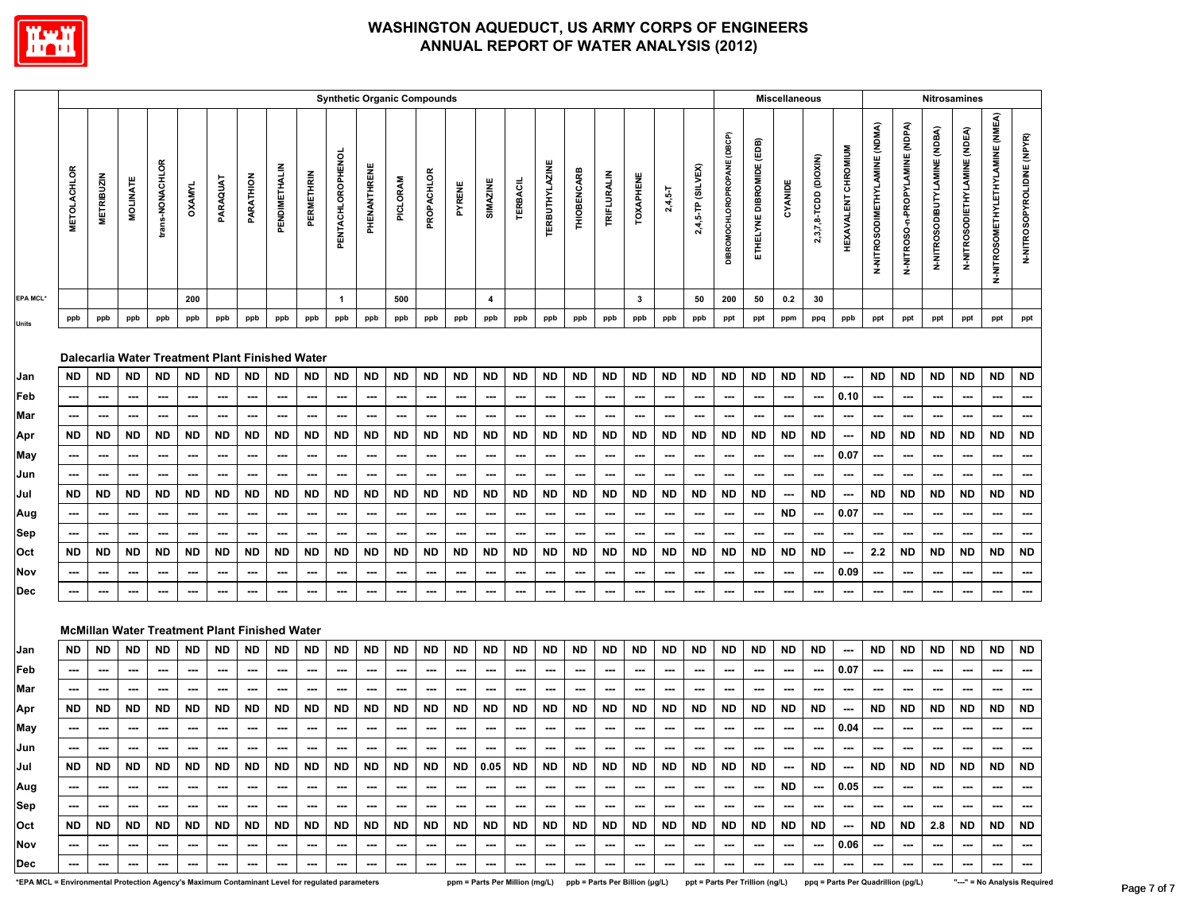# WASHINGTON AQUEDUCT, US ARMY CORPS OF ENGINEERS
## ANNUAL REPORT OF WATER ANALYSIS (2012)

| | Synthetic Organic Compounds | | | | | | | | | | | | | | | | | | | | | | | Miscellaneous | | | | | Nitrosamines | | | | | |
|---|---|---|---|---|---|---|---|---|---|---|---|---|---|---|---|---|---|---|---|---|---|---|---|---|---|---|---|---|---|---|---|---|---|---|
| | METOLACHLOR | METRIBUZIN | MOLINATE | trans-NONACHLOR | OXAMYL | PARAQUAT | PARATHION | PENDIMETHALIN | PERMETHRIN | PENTACHLOROPHENOL | PHENANTHRENE | PICLORAM | PROPACHLOR | PYRENE | SIMAZINE | TERBACIL | TERBUTHYLAZINE | THIOBENCARB | TRIFLURALIN | TOXAPHENE | 2,4,5-T | 2,4,5-TP (SILVEX) | DIBROMOCHLOROPROPANE (DBCP) | ETHELYNE DIBROMIDE (EDB) | CYANIDE | 2,3,7,8-TCDD (DIOXIN) | HEXAVALENT CHROMIUM | N-NITROSODIMETHYLAMINE (NDMA) | N-NITROSO-n-PROPYLAMINE (NDPA) | N-NITROSODIBUTYLAMINE (NDBA) | N-NITROSODIETHYLAMINE (NDEA) | N-NITROSOMETHYLETHYLAMINE (NMEA) | N-NITROSOPYRROLIDINE (NPYR) |
| EPA MCL* | | | | | 200 | | | | | 1 | | 500 | | | 4 | | | | | 3 | | 50 | 200 | 50 | 0.2 | 30 | | | | | | | |
| Units | ppb | ppb | ppb | ppb | ppb | ppb | ppb | ppb | ppb | ppb | ppb | ppb | ppb | ppb | ppb | ppb | ppb | ppb | ppb | ppb | ppb | ppb | ppt | ppt | ppm | ppq | ppb | ppt | ppt | ppt | ppt | ppt | ppt |
| **Dalecarlia Water Treatment Plant Finished Water** | | | | | | | | | | | | | | | | | | | | | | | | | | | | | | | | | |
| Jan | ND | ND | ND | ND | ND | ND | ND | ND | ND | ND | ND | ND | ND | ND | ND | ND | ND | ND | ND | ND | ND | ND | ND | ND | ND | ND | --- | ND | ND | ND | ND | ND | ND |
| Feb | --- | --- | --- | --- | --- | --- | --- | --- | --- | --- | --- | --- | --- | --- | --- | --- | --- | --- | --- | --- | --- | --- | --- | --- | --- | --- | 0.10 | --- | --- | --- | --- | --- | --- |
| Mar | --- | --- | --- | --- | --- | --- | --- | --- | --- | --- | --- | --- | --- | --- | --- | --- | --- | --- | --- | --- | --- | --- | --- | --- | --- | --- | --- | --- | --- | --- | --- | --- | --- |
| Apr | ND | ND | ND | ND | ND | ND | ND | ND | ND | ND | ND | ND | ND | ND | ND | ND | ND | ND | ND | ND | ND | ND | ND | ND | ND | ND | --- | ND | ND | ND | ND | ND | ND |
| May | --- | --- | --- | --- | --- | --- | --- | --- | --- | --- | --- | --- | --- | --- | --- | --- | --- | --- | --- | --- | --- | --- | --- | --- | --- | --- | 0.07 | --- | --- | --- | --- | --- | --- |
| Jun | --- | --- | --- | --- | --- | --- | --- | --- | --- | --- | --- | --- | --- | --- | --- | --- | --- | --- | --- | --- | --- | --- | --- | --- | --- | --- | --- | --- | --- | --- | --- | --- | --- |
| Jul | ND | ND | ND | ND | ND | ND | ND | ND | ND | ND | ND | ND | ND | ND | ND | ND | ND | ND | ND | ND | ND | ND | ND | ND | --- | ND | --- | ND | ND | ND | ND | ND | ND |
| Aug | --- | --- | --- | --- | --- | --- | --- | --- | --- | --- | --- | --- | --- | --- | --- | --- | --- | --- | --- | --- | --- | --- | --- | --- | ND | --- | 0.07 | --- | --- | --- | --- | --- | --- |
| Sep | --- | --- | --- | --- | --- | --- | --- | --- | --- | --- | --- | --- | --- | --- | --- | --- | --- | --- | --- | --- | --- | --- | --- | --- | --- | --- | --- | --- | --- | --- | --- | --- | --- |
| Oct | ND | ND | ND | ND | ND | ND | ND | ND | ND | ND | ND | ND | ND | ND | ND | ND | ND | ND | ND | ND | ND | ND | ND | ND | ND | ND | --- | 2.2 | ND | ND | ND | ND | ND |
| Nov | --- | --- | --- | --- | --- | --- | --- | --- | --- | --- | --- | --- | --- | --- | --- | --- | --- | --- | --- | --- | --- | --- | --- | --- | --- | --- | 0.09 | --- | --- | --- | --- | --- | --- |
| Dec | --- | --- | --- | --- | --- | --- | --- | --- | --- | --- | --- | --- | --- | --- | --- | --- | --- | --- | --- | --- | --- | --- | --- | --- | --- | --- | --- | --- | --- | --- | --- | --- | --- |
| **McMillan Water Treatment Plant Finished Water** | | | | | | | | | | | | | | | | | | | | | | | | | | | | | | | | | |
| Jan | ND | ND | ND | ND | ND | ND | ND | ND | ND | ND | ND | ND | ND | ND | ND | ND | ND | ND | ND | ND | ND | ND | ND | ND | ND | ND | --- | ND | ND | ND | ND | ND | ND |
| Feb | --- | --- | --- | --- | --- | --- | --- | --- | --- | --- | --- | --- | --- | --- | --- | --- | --- | --- | --- | --- | --- | --- | --- | --- | --- | --- | 0.07 | --- | --- | --- | --- | --- | --- |
| Mar | --- | --- | --- | --- | --- | --- | --- | --- | --- | --- | --- | --- | --- | --- | --- | --- | --- | --- | --- | --- | --- | --- | --- | --- | --- | --- | --- | --- | --- | --- | --- | --- | --- |
| Apr | ND | ND | ND | ND | ND | ND | ND | ND | ND | ND | ND | ND | ND | ND | ND | ND | ND | ND | ND | ND | ND | ND | ND | ND | ND | ND | --- | ND | ND | ND | ND | ND | ND |
| May | --- | --- | --- | --- | --- | --- | --- | --- | --- | --- | --- | --- | --- | --- | --- | --- | --- | --- | --- | --- | --- | --- | --- | --- | --- | --- | 0.04 | --- | --- | --- | --- | --- | --- |
| Jun | --- | --- | --- | --- | --- | --- | --- | --- | --- | --- | --- | --- | --- | --- | --- | --- | --- | --- | --- | --- | --- | --- | --- | --- | --- | --- | --- | --- | --- | --- | --- | --- | --- |
| Jul | ND | ND | ND | ND | ND | ND | ND | ND | ND | ND | ND | ND | ND | ND | 0.05 | ND | ND | ND | ND | ND | ND | ND | ND | ND | --- | ND | --- | ND | ND | ND | ND | ND | ND |
| Aug | --- | --- | --- | --- | --- | --- | --- | --- | --- | --- | --- | --- | --- | --- | --- | --- | --- | --- | --- | --- | --- | --- | --- | --- | ND | --- | 0.05 | --- | --- | --- | --- | --- | --- |
| Sep | --- | --- | --- | --- | --- | --- | --- | --- | --- | --- | --- | --- | --- | --- | --- | --- | --- | --- | --- | --- | --- | --- | --- | --- | --- | --- | --- | --- | --- | --- | --- | --- | --- |
| Oct | ND | ND | ND | ND | ND | ND | ND | ND | ND | ND | ND | ND | ND | ND | ND | ND | ND | ND | ND | ND | ND | ND | ND | ND | ND | ND | --- | ND | ND | 2.8 | ND | ND | ND |
| Nov | --- | --- | --- | --- | --- | --- | --- | --- | --- | --- | --- | --- | --- | --- | --- | --- | --- | --- | --- | --- | --- | --- | --- | --- | --- | --- | 0.06 | --- | --- | --- | --- | --- | --- |
| Dec | --- | --- | --- | --- | --- | --- | --- | --- | --- | --- | --- | --- | --- | --- | --- | --- | --- | --- | --- | --- | --- | --- | --- | --- | --- | --- | --- | --- | --- | --- | --- | --- | --- |

*EPA MCL = Environmental Protection Agency's Maximum Contaminant Level for regulated parameters   ppm = Parts Per Million (mg/L)   ppb = Parts Per Billion (µg/L)   ppt = Parts Per Trillion (ng/L)   ppq = Parts Per Quadrillion (pg/L)   "---" = No Analysis Required